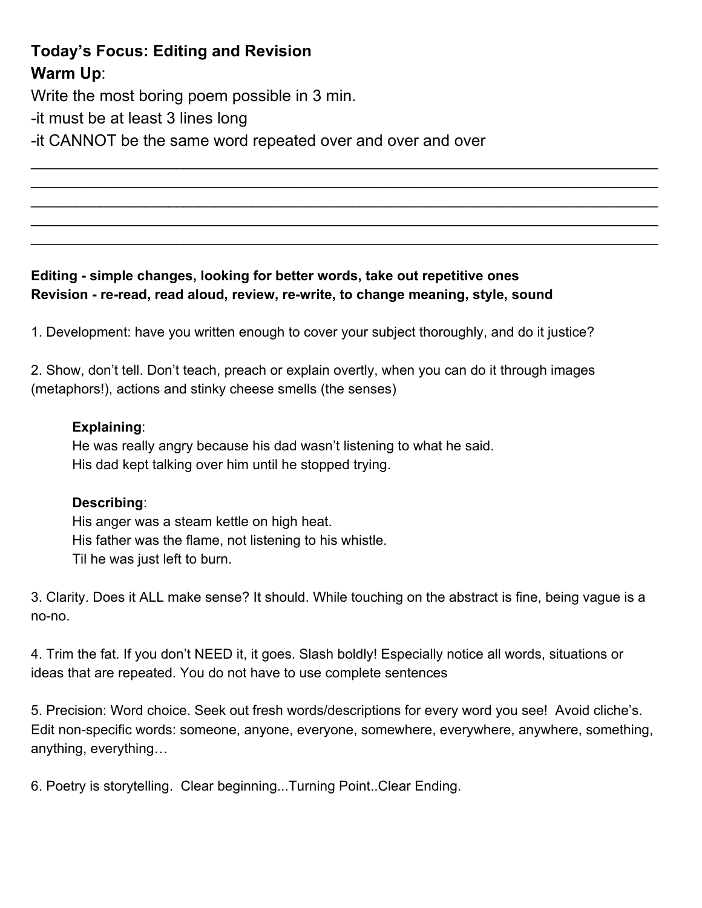**Today's Focus: Editing and Revision**

**Warm Up**:

Write the most boring poem possible in 3 min.

-it must be at least 3 lines long

-it CANNOT be the same word repeated over and over and over

______________________________________________________________________________
______________________________________________________________________________
______________________________________________________________________________
______________________________________________________________________________
______________________________________________________________________________

**Editing - simple changes, looking for better words, take out repetitive ones**
**Revision - re-read, read aloud, review, re-write, to change meaning, style, sound**

1. Development: have you written enough to cover your subject thoroughly, and do it justice?

2. Show, don't tell. Don't teach, preach or explain overtly, when you can do it through images (metaphors!), actions and stinky cheese smells (the senses)

> **Explaining**:
> He was really angry because his dad wasn't listening to what he said.
> His dad kept talking over him until he stopped trying.
>
> **Describing**:
> His anger was a steam kettle on high heat.
> His father was the flame, not listening to his whistle.
> Til he was just left to burn.

3. Clarity. Does it ALL make sense? It should. While touching on the abstract is fine, being vague is a no-no.

4. Trim the fat. If you don't NEED it, it goes. Slash boldly! Especially notice all words, situations or ideas that are repeated. You do not have to use complete sentences

5. Precision: Word choice. Seek out fresh words/descriptions for every word you see! Avoid cliche's. Edit non-specific words: someone, anyone, everyone, somewhere, everywhere, anywhere, something, anything, everything…

6. Poetry is storytelling. Clear beginning...Turning Point..Clear Ending.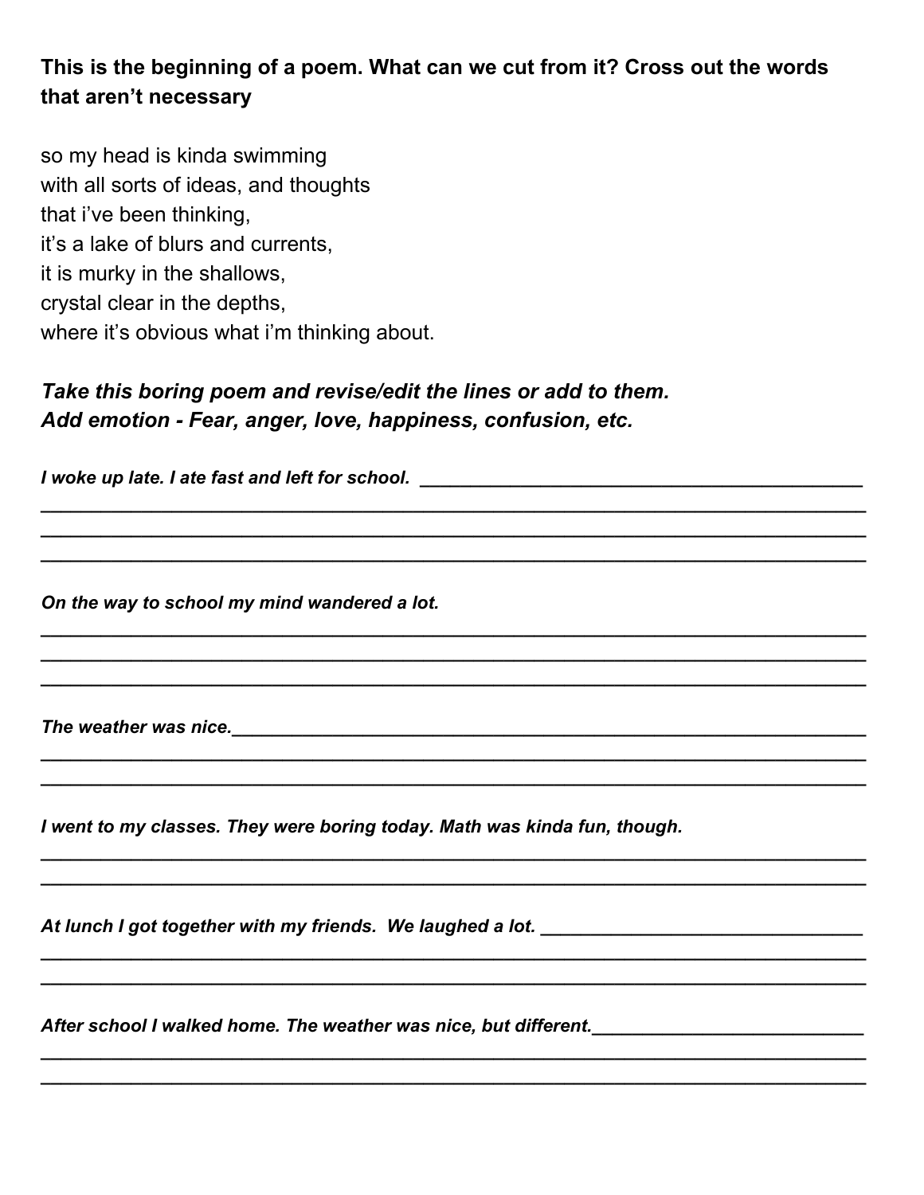**This is the beginning of a poem. What can we cut from it? Cross out the words that aren't necessary**

so my head is kinda swimming
with all sorts of ideas, and thoughts
that i've been thinking,
it's a lake of blurs and currents,
it is murky in the shallows,
crystal clear in the depths,
where it's obvious what i'm thinking about.

***Take this boring poem and revise/edit the lines or add to them.***
***Add emotion - Fear, anger, love, happiness, confusion, etc.***

***I woke up late. I ate fast and left for school.*** ____________________________________________
______________________________________________________________________________
______________________________________________________________________________
______________________________________________________________________________

***On the way to school my mind wandered a lot.***
______________________________________________________________________________
______________________________________________________________________________
______________________________________________________________________________

***The weather was nice.***____________________________________________________________
______________________________________________________________________________
______________________________________________________________________________

***I went to my classes. They were boring today. Math was kinda fun, though.***
______________________________________________________________________________
______________________________________________________________________________

***At lunch I got together with my friends. We laughed a lot.*** ________________________________
______________________________________________________________________________
______________________________________________________________________________

***After school I walked home. The weather was nice, but different.***___________________________
______________________________________________________________________________
______________________________________________________________________________